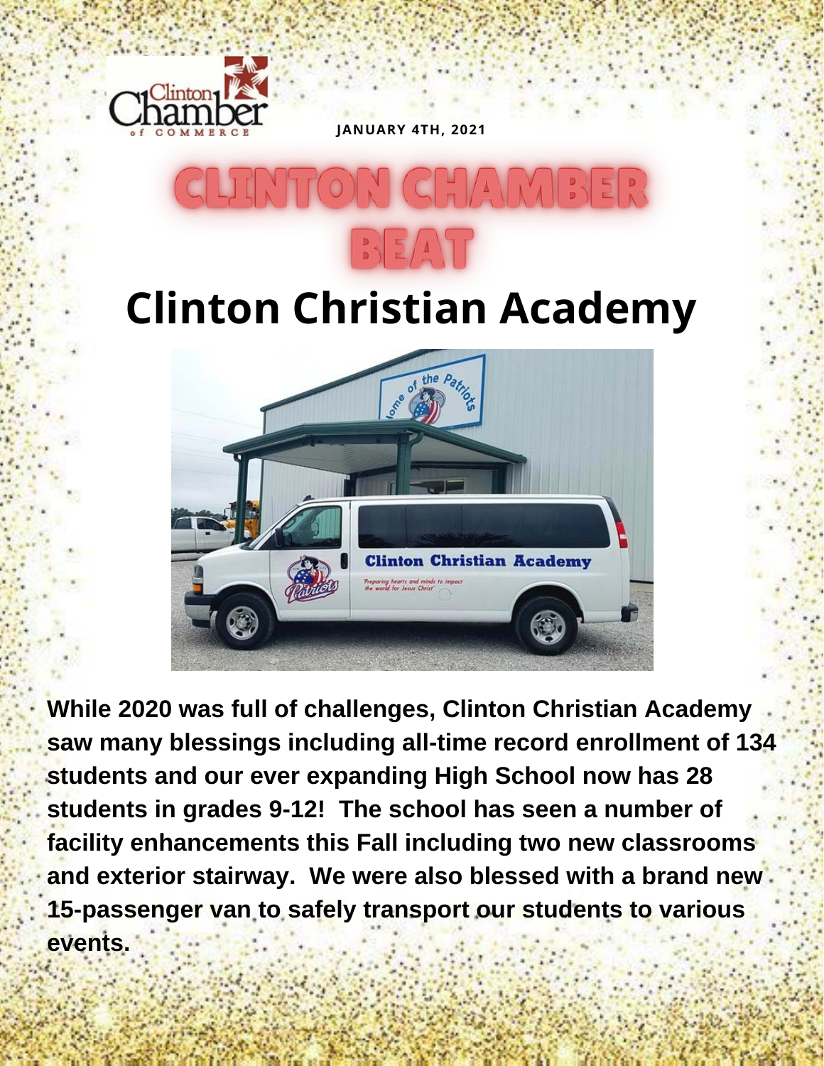Clinton Chamber of Commerce

**JANUARY 4TH, 2021**

# CLINTON CHAMBER BEAT

## Clinton Christian Academy

**While 2020 was full of challenges, Clinton Christian Academy saw many blessings including all-time record enrollment of 134 students and our ever expanding High School now has 28 students in grades 9-12! The school has seen a number of facility enhancements this Fall including two new classrooms and exterior stairway. We were also blessed with a brand new 15-passenger van to safely transport our students to various events.**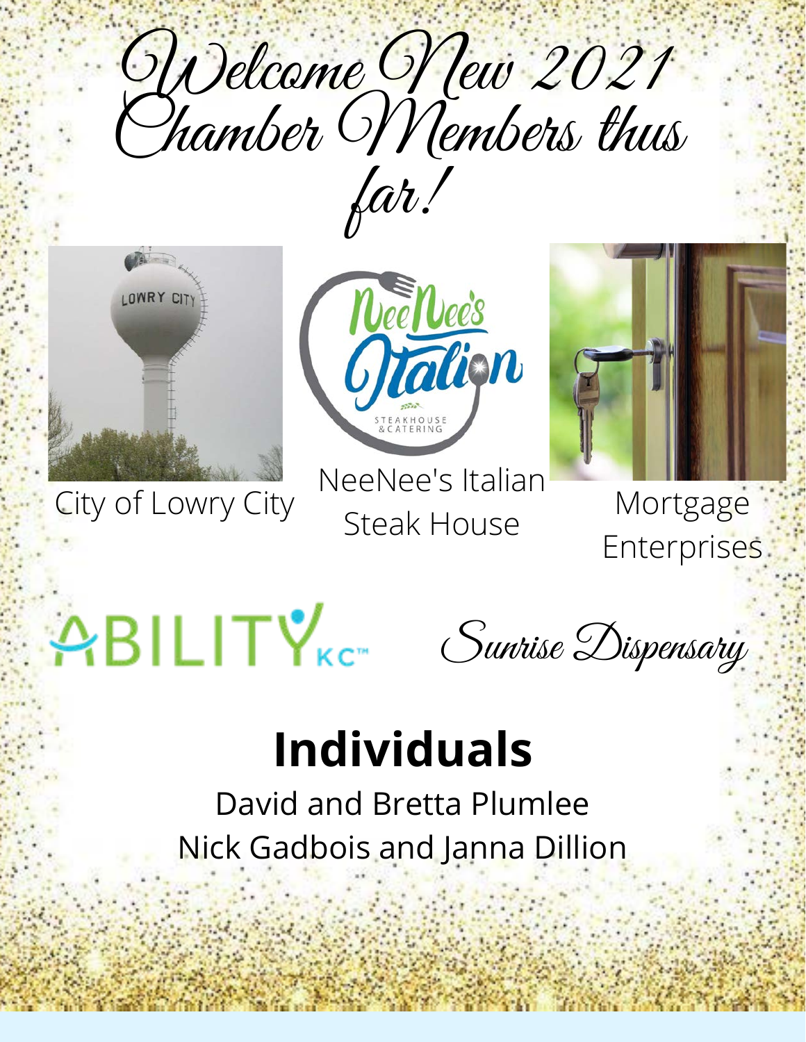# Welcome New 2021 Chamber Members thus far!

City of Lowry City

NeeNee's Italian Steak House

Mortgage Enterprises

ABILITY KC

Sunrise Dispensary

## Individuals

David and Bretta Plumlee

Nick Gadbois and Janna Dillion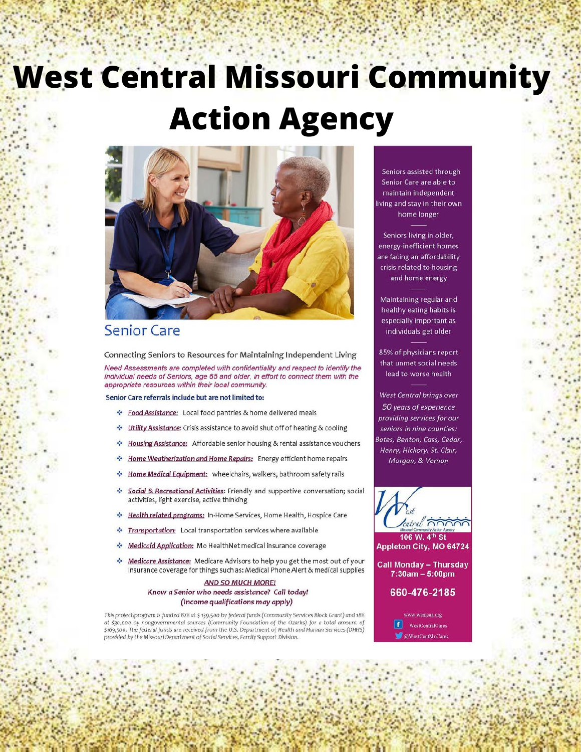# West Central Missouri Community Action Agency

## Senior Care

### Connecting Seniors to Resources for Maintaining Independent Living

*Need Assessments are completed with confidentiality and respect to identify the individual needs of Seniors, age 65 and older, in effort to connect them with the appropriate resources within their local community.*

**Senior Care referrals include but are not limited to:**

- Food Assistance: Local food pantries & home delivered meals
- Utility Assistance: Crisis assistance to avoid shut off of heating & cooling
- Housing Assistance: Affordable senior housing & rental assistance vouchers
- Home Weatherization and Home Repairs: Energy efficient home repairs
- Home Medical Equipment: wheelchairs, walkers, bathroom safety rails
- Social & Recreational Activities: Friendly and supportive conversation; social activities, light exercise, active thinking
- Health related programs: In-Home Services, Home Health, Hospice Care
- Transportation: Local transportation services where available
- Medicaid Application: Mo HealthNet medical insurance coverage
- Medicare Assistance: Medicare Advisors to help you get the most out of your insurance coverage for things such as: Medical Phone Alert & medical supplies

**AND SO MUCH MORE!**

*Know a Senior who needs assistance? Call today!*

*(Income qualifications may apply)*

This project/program is funded 82% at $139,500 by federal funds (Community Services Block Grant) and 18% at $30,000 by nongovernmental sources (Community Foundation of the Ozarks) for a total amount of $169,500. The federal funds are received from the U.S. Department of Health and Human Services (DHHS) provided by the Missouri Department of Social Services, Family Support Division.

Seniors assisted through Senior Care are able to maintain independent living and stay in their own home longer

Seniors living in older, energy-inefficient homes are facing an affordability crisis related to housing and home energy

Maintaining regular and healthy eating habits is especially important as individuals get older

85% of physicians report that unmet social needs lead to worse health

*West Central brings over 50 years of experience providing services for our seniors in nine counties: Bates, Benton, Cass, Cedar, Henry, Hickory, St. Clair, Morgan, & Vernon*

West Central Missouri Community Action Agency

**106 W. 4th St**
**Appleton City, MO 64724**

**Call Monday – Thursday**
**7:30am – 5:00pm**

**660-476-2185**

www.wcmcaa.org

WestCentralCares

@WestCentMoCares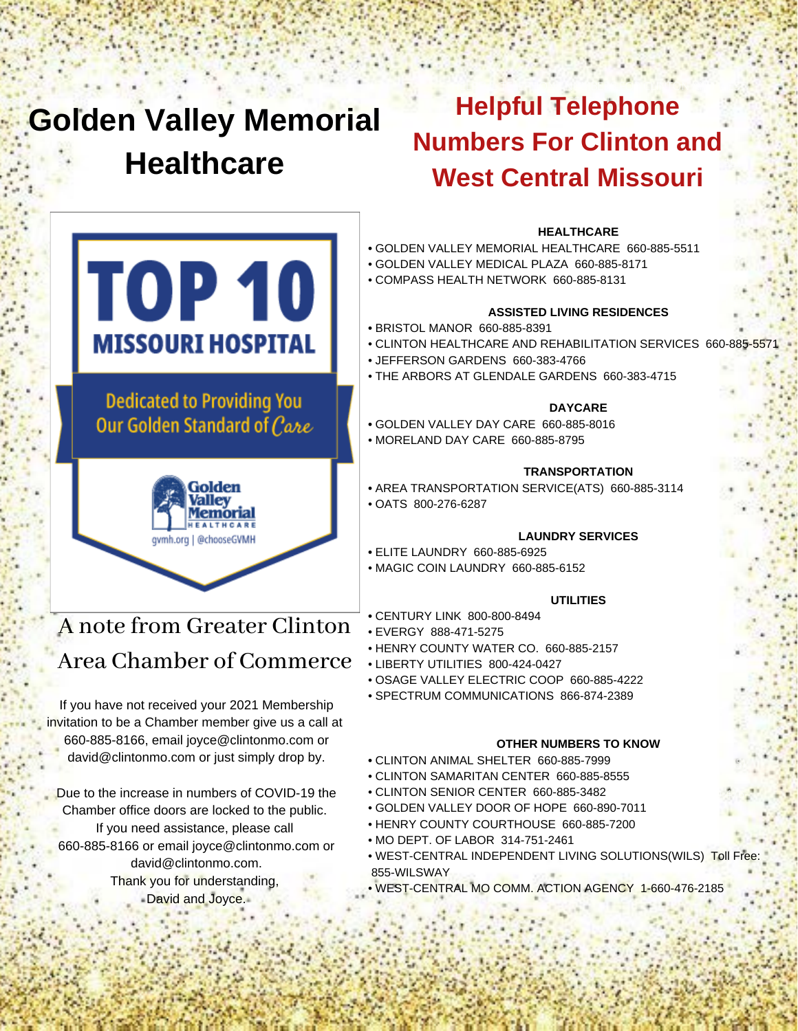# Golden Valley Memorial Healthcare

TOP 10
MISSOURI HOSPITAL

Dedicated to Providing You Our Golden Standard of Care

Golden Valley Memorial HEALTHCARE
gvmh.org | @chooseGVMH

## A note from Greater Clinton Area Chamber of Commerce

If you have not received your 2021 Membership invitation to be a Chamber member give us a call at 660-885-8166, email joyce@clintonmo.com or david@clintonmo.com or just simply drop by.

Due to the increase in numbers of COVID-19 the Chamber office doors are locked to the public. If you need assistance, please call 660-885-8166 or email joyce@clintonmo.com or david@clintonmo.com.
Thank you for understanding,
David and Joyce.

# Helpful Telephone Numbers For Clinton and West Central Missouri

### HEALTHCARE

- GOLDEN VALLEY MEMORIAL HEALTHCARE 660-885-5511
- GOLDEN VALLEY MEDICAL PLAZA 660-885-8171
- COMPASS HEALTH NETWORK 660-885-8131

### ASSISTED LIVING RESIDENCES

- BRISTOL MANOR 660-885-8391
- CLINTON HEALTHCARE AND REHABILITATION SERVICES 660-885-5571
- JEFFERSON GARDENS 660-383-4766
- THE ARBORS AT GLENDALE GARDENS 660-383-4715

### DAYCARE

- GOLDEN VALLEY DAY CARE 660-885-8016
- MORELAND DAY CARE 660-885-8795

### TRANSPORTATION

- AREA TRANSPORTATION SERVICE(ATS) 660-885-3114
- OATS 800-276-6287

### LAUNDRY SERVICES

- ELITE LAUNDRY 660-885-6925
- MAGIC COIN LAUNDRY 660-885-6152

### UTILITIES

- CENTURY LINK 800-800-8494
- EVERGY 888-471-5275
- HENRY COUNTY WATER CO. 660-885-2157
- LIBERTY UTILITIES 800-424-0427
- OSAGE VALLEY ELECTRIC COOP 660-885-4222
- SPECTRUM COMMUNICATIONS 866-874-2389

### OTHER NUMBERS TO KNOW

- CLINTON ANIMAL SHELTER 660-885-7999
- CLINTON SAMARITAN CENTER 660-885-8555
- CLINTON SENIOR CENTER 660-885-3482
- GOLDEN VALLEY DOOR OF HOPE 660-890-7011
- HENRY COUNTY COURTHOUSE 660-885-7200
- MO DEPT. OF LABOR 314-751-2461
- WEST-CENTRAL INDEPENDENT LIVING SOLUTIONS(WILS) Toll Free: 855-WILSWAY
- WEST-CENTRAL MO COMM. ACTION AGENCY 1-660-476-2185